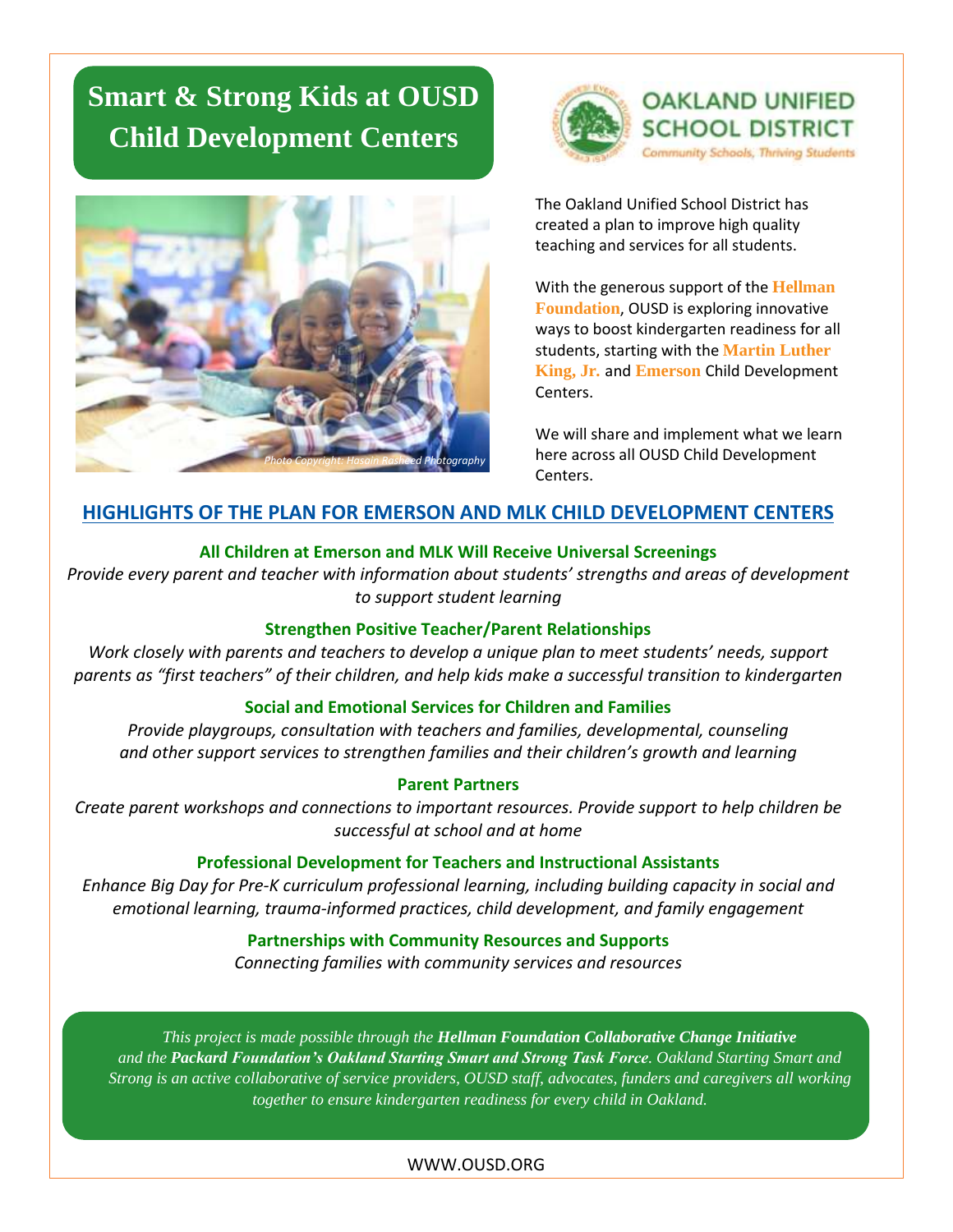# Smart & Strong Kids at OUSD Child Development Centers

**OAKLAND UNIFIED SCHOOL DISTRICT**
Community Schools, Thriving Students

*Photo Copyright: Hasain Rasheed Photography*

The Oakland Unified School District has created a plan to improve high quality teaching and services for all students.

With the generous support of the **Hellman Foundation**, OUSD is exploring innovative ways to boost kindergarten readiness for all students, starting with the **Martin Luther King, Jr.** and **Emerson** Child Development Centers.

We will share and implement what we learn here across all OUSD Child Development Centers.

## HIGHLIGHTS OF THE PLAN FOR EMERSON AND MLK CHILD DEVELOPMENT CENTERS

### All Children at Emerson and MLK Will Receive Universal Screenings

*Provide every parent and teacher with information about students' strengths and areas of development to support student learning*

### Strengthen Positive Teacher/Parent Relationships

*Work closely with parents and teachers to develop a unique plan to meet students' needs, support parents as "first teachers" of their children, and help kids make a successful transition to kindergarten*

### Social and Emotional Services for Children and Families

*Provide playgroups, consultation with teachers and families, developmental, counseling and other support services to strengthen families and their children's growth and learning*

### Parent Partners

*Create parent workshops and connections to important resources. Provide support to help children be successful at school and at home*

### Professional Development for Teachers and Instructional Assistants

*Enhance Big Day for Pre-K curriculum professional learning, including building capacity in social and emotional learning, trauma-informed practices, child development, and family engagement*

### Partnerships with Community Resources and Supports

*Connecting families with community services and resources*

*This project is made possible through the **Hellman Foundation Collaborative Change Initiative** and the **Packard Foundation's Oakland Starting Smart and Strong Task Force**. Oakland Starting Smart and Strong is an active collaborative of service providers, OUSD staff, advocates, funders and caregivers all working together to ensure kindergarten readiness for every child in Oakland.*

WWW.OUSD.ORG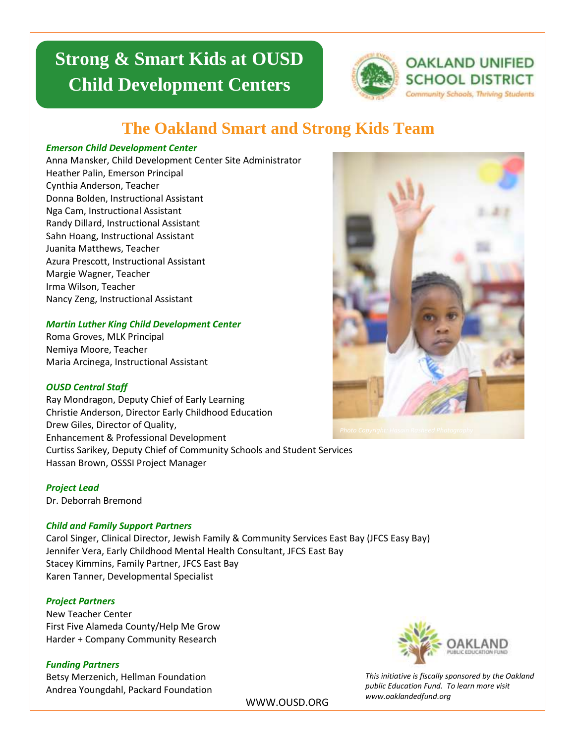# Strong & Smart Kids at OUSD Child Development Centers

OAKLAND UNIFIED SCHOOL DISTRICT
Community Schools, Thriving Students

## The Oakland Smart and Strong Kids Team

### *Emerson Child Development Center*

Anna Mansker, Child Development Center Site Administrator
Heather Palin, Emerson Principal
Cynthia Anderson, Teacher
Donna Bolden, Instructional Assistant
Nga Cam, Instructional Assistant
Randy Dillard, Instructional Assistant
Sahn Hoang, Instructional Assistant
Juanita Matthews, Teacher
Azura Prescott, Instructional Assistant
Margie Wagner, Teacher
Irma Wilson, Teacher
Nancy Zeng, Instructional Assistant

### *Martin Luther King Child Development Center*

Roma Groves, MLK Principal
Nemiya Moore, Teacher
Maria Arcinega, Instructional Assistant

### *OUSD Central Staff*

Ray Mondragon, Deputy Chief of Early Learning
Christie Anderson, Director Early Childhood Education
Drew Giles, Director of Quality,
Enhancement & Professional Development
Curtiss Sarikey, Deputy Chief of Community Schools and Student Services
Hassan Brown, OSSSI Project Manager

*Photo Copyright: Hasain Rasheed Photography*

### *Project Lead*

Dr. Deborrah Bremond

### *Child and Family Support Partners*

Carol Singer, Clinical Director, Jewish Family & Community Services East Bay (JFCS Easy Bay)
Jennifer Vera, Early Childhood Mental Health Consultant, JFCS East Bay
Stacey Kimmins, Family Partner, JFCS East Bay
Karen Tanner, Developmental Specialist

### *Project Partners*

New Teacher Center
First Five Alameda County/Help Me Grow
Harder + Company Community Research

### *Funding Partners*

Betsy Merzenich, Hellman Foundation
Andrea Youngdahl, Packard Foundation

OAKLAND PUBLIC EDUCATION FUND

*This initiative is fiscally sponsored by the Oakland public Education Fund. To learn more visit www.oaklandedfund.org*

WWW.OUSD.ORG